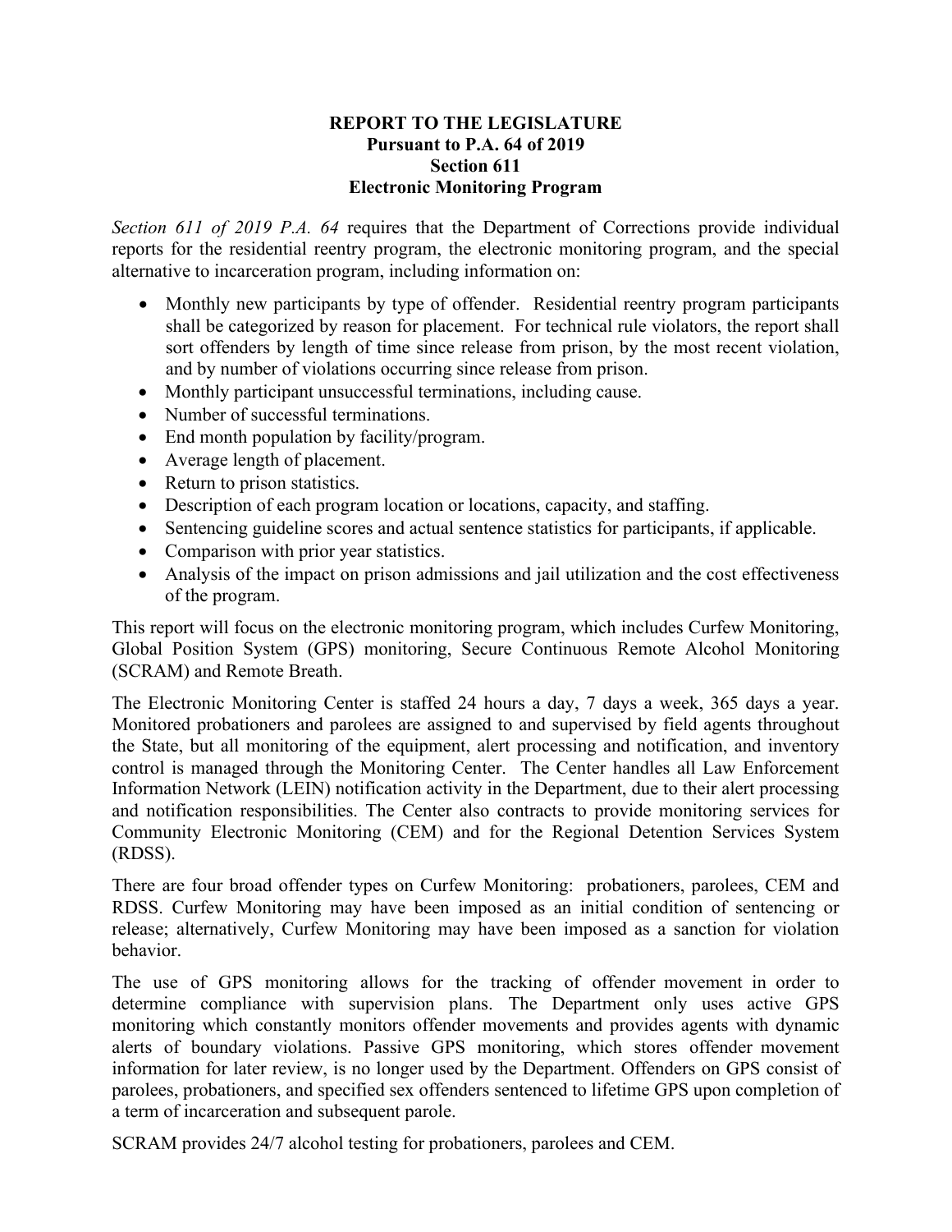**REPORT TO THE LEGISLATURE**
**Pursuant to P.A. 64 of 2019**
**Section 611**
**Electronic Monitoring Program**

*Section 611 of 2019 P.A. 64* requires that the Department of Corrections provide individual reports for the residential reentry program, the electronic monitoring program, and the special alternative to incarceration program, including information on:

- Monthly new participants by type of offender. Residential reentry program participants shall be categorized by reason for placement. For technical rule violators, the report shall sort offenders by length of time since release from prison, by the most recent violation, and by number of violations occurring since release from prison.
- Monthly participant unsuccessful terminations, including cause.
- Number of successful terminations.
- End month population by facility/program.
- Average length of placement.
- Return to prison statistics.
- Description of each program location or locations, capacity, and staffing.
- Sentencing guideline scores and actual sentence statistics for participants, if applicable.
- Comparison with prior year statistics.
- Analysis of the impact on prison admissions and jail utilization and the cost effectiveness of the program.

This report will focus on the electronic monitoring program, which includes Curfew Monitoring, Global Position System (GPS) monitoring, Secure Continuous Remote Alcohol Monitoring (SCRAM) and Remote Breath.

The Electronic Monitoring Center is staffed 24 hours a day, 7 days a week, 365 days a year. Monitored probationers and parolees are assigned to and supervised by field agents throughout the State, but all monitoring of the equipment, alert processing and notification, and inventory control is managed through the Monitoring Center. The Center handles all Law Enforcement Information Network (LEIN) notification activity in the Department, due to their alert processing and notification responsibilities. The Center also contracts to provide monitoring services for Community Electronic Monitoring (CEM) and for the Regional Detention Services System (RDSS).

There are four broad offender types on Curfew Monitoring: probationers, parolees, CEM and RDSS. Curfew Monitoring may have been imposed as an initial condition of sentencing or release; alternatively, Curfew Monitoring may have been imposed as a sanction for violation behavior.

The use of GPS monitoring allows for the tracking of offender movement in order to determine compliance with supervision plans. The Department only uses active GPS monitoring which constantly monitors offender movements and provides agents with dynamic alerts of boundary violations. Passive GPS monitoring, which stores offender movement information for later review, is no longer used by the Department. Offenders on GPS consist of parolees, probationers, and specified sex offenders sentenced to lifetime GPS upon completion of a term of incarceration and subsequent parole.

SCRAM provides 24/7 alcohol testing for probationers, parolees and CEM.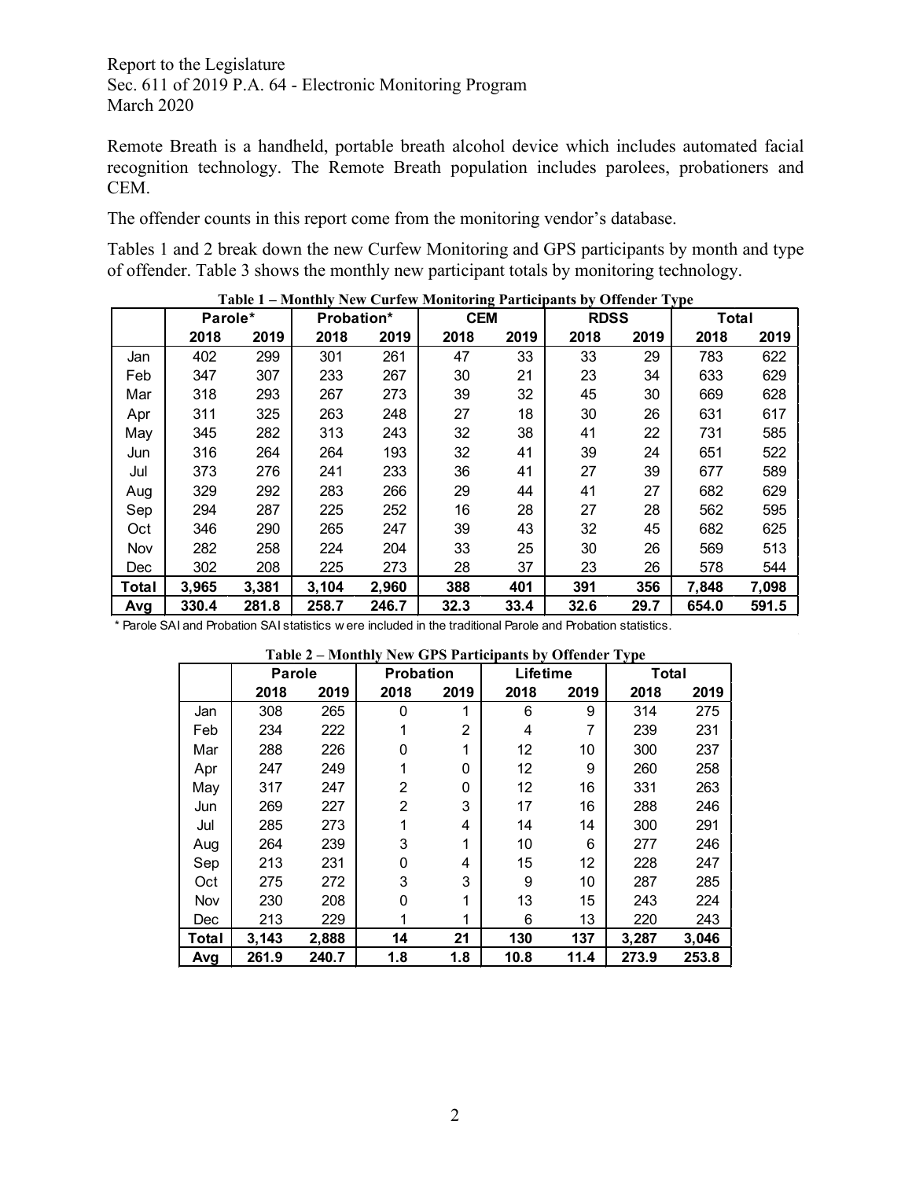Remote Breath is a handheld, portable breath alcohol device which includes automated facial recognition technology. The Remote Breath population includes parolees, probationers and CEM.

The offender counts in this report come from the monitoring vendor's database.

Tables 1 and 2 break down the new Curfew Monitoring and GPS participants by month and type of offender. Table 3 shows the monthly new participant totals by monitoring technology.

**Table 1 – Monthly New Curfew Monitoring Participants by Offender Type**

| | Parole* | | Probation* | | CEM | | RDSS | | Total | |
|---|---|---|---|---|---|---|---|---|---|---|
| | 2018 | 2019 | 2018 | 2019 | 2018 | 2019 | 2018 | 2019 | 2018 | 2019 |
| Jan | 402 | 299 | 301 | 261 | 47 | 33 | 33 | 29 | 783 | 622 |
| Feb | 347 | 307 | 233 | 267 | 30 | 21 | 23 | 34 | 633 | 629 |
| Mar | 318 | 293 | 267 | 273 | 39 | 32 | 45 | 30 | 669 | 628 |
| Apr | 311 | 325 | 263 | 248 | 27 | 18 | 30 | 26 | 631 | 617 |
| May | 345 | 282 | 313 | 243 | 32 | 38 | 41 | 22 | 731 | 585 |
| Jun | 316 | 264 | 264 | 193 | 32 | 41 | 39 | 24 | 651 | 522 |
| Jul | 373 | 276 | 241 | 233 | 36 | 41 | 27 | 39 | 677 | 589 |
| Aug | 329 | 292 | 283 | 266 | 29 | 44 | 41 | 27 | 682 | 629 |
| Sep | 294 | 287 | 225 | 252 | 16 | 28 | 27 | 28 | 562 | 595 |
| Oct | 346 | 290 | 265 | 247 | 39 | 43 | 32 | 45 | 682 | 625 |
| Nov | 282 | 258 | 224 | 204 | 33 | 25 | 30 | 26 | 569 | 513 |
| Dec | 302 | 208 | 225 | 273 | 28 | 37 | 23 | 26 | 578 | 544 |
| **Total** | **3,965** | **3,381** | **3,104** | **2,960** | **388** | **401** | **391** | **356** | **7,848** | **7,098** |
| **Avg** | **330.4** | **281.8** | **258.7** | **246.7** | **32.3** | **33.4** | **32.6** | **29.7** | **654.0** | **591.5** |

\* Parole SAI and Probation SAI statistics were included in the traditional Parole and Probation statistics.

**Table 2 – Monthly New GPS Participants by Offender Type**

| | Parole | | Probation | | Lifetime | | Total | |
|---|---|---|---|---|---|---|---|---|
| | 2018 | 2019 | 2018 | 2019 | 2018 | 2019 | 2018 | 2019 |
| Jan | 308 | 265 | 0 | 1 | 6 | 9 | 314 | 275 |
| Feb | 234 | 222 | 1 | 2 | 4 | 7 | 239 | 231 |
| Mar | 288 | 226 | 0 | 1 | 12 | 10 | 300 | 237 |
| Apr | 247 | 249 | 1 | 0 | 12 | 9 | 260 | 258 |
| May | 317 | 247 | 2 | 0 | 12 | 16 | 331 | 263 |
| Jun | 269 | 227 | 2 | 3 | 17 | 16 | 288 | 246 |
| Jul | 285 | 273 | 1 | 4 | 14 | 14 | 300 | 291 |
| Aug | 264 | 239 | 3 | 1 | 10 | 6 | 277 | 246 |
| Sep | 213 | 231 | 0 | 4 | 15 | 12 | 228 | 247 |
| Oct | 275 | 272 | 3 | 3 | 9 | 10 | 287 | 285 |
| Nov | 230 | 208 | 0 | 1 | 13 | 15 | 243 | 224 |
| Dec | 213 | 229 | 1 | 1 | 6 | 13 | 220 | 243 |
| **Total** | **3,143** | **2,888** | **14** | **21** | **130** | **137** | **3,287** | **3,046** |
| **Avg** | **261.9** | **240.7** | **1.8** | **1.8** | **10.8** | **11.4** | **273.9** | **253.8** |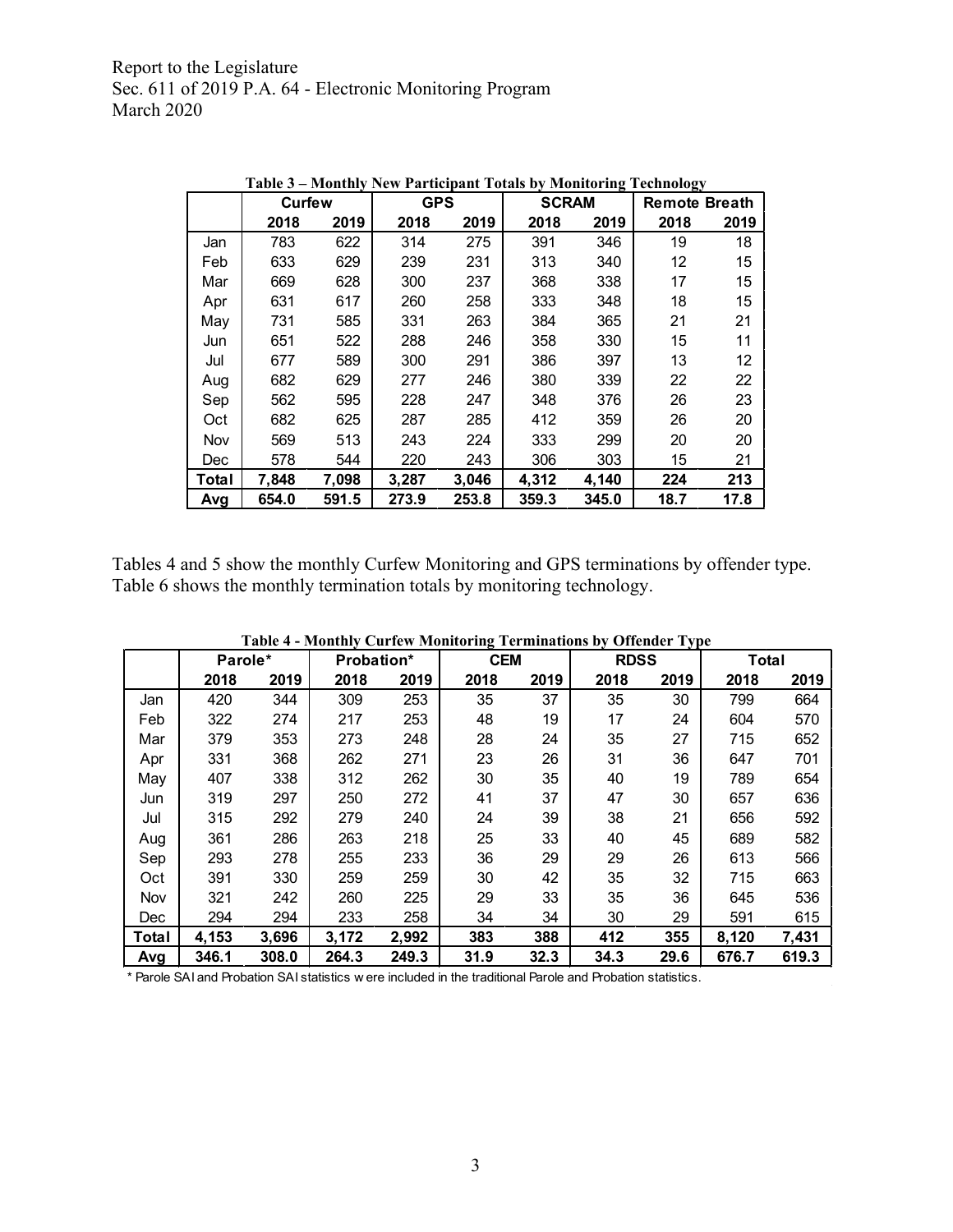**Table 3 – Monthly New Participant Totals by Monitoring Technology**

| | Curfew | | GPS | | SCRAM | | Remote Breath | |
|---|---|---|---|---|---|---|---|---|
| | 2018 | 2019 | 2018 | 2019 | 2018 | 2019 | 2018 | 2019 |
| Jan | 783 | 622 | 314 | 275 | 391 | 346 | 19 | 18 |
| Feb | 633 | 629 | 239 | 231 | 313 | 340 | 12 | 15 |
| Mar | 669 | 628 | 300 | 237 | 368 | 338 | 17 | 15 |
| Apr | 631 | 617 | 260 | 258 | 333 | 348 | 18 | 15 |
| May | 731 | 585 | 331 | 263 | 384 | 365 | 21 | 21 |
| Jun | 651 | 522 | 288 | 246 | 358 | 330 | 15 | 11 |
| Jul | 677 | 589 | 300 | 291 | 386 | 397 | 13 | 12 |
| Aug | 682 | 629 | 277 | 246 | 380 | 339 | 22 | 22 |
| Sep | 562 | 595 | 228 | 247 | 348 | 376 | 26 | 23 |
| Oct | 682 | 625 | 287 | 285 | 412 | 359 | 26 | 20 |
| Nov | 569 | 513 | 243 | 224 | 333 | 299 | 20 | 20 |
| Dec | 578 | 544 | 220 | 243 | 306 | 303 | 15 | 21 |
| **Total** | **7,848** | **7,098** | **3,287** | **3,046** | **4,312** | **4,140** | **224** | **213** |
| **Avg** | **654.0** | **591.5** | **273.9** | **253.8** | **359.3** | **345.0** | **18.7** | **17.8** |

Tables 4 and 5 show the monthly Curfew Monitoring and GPS terminations by offender type. Table 6 shows the monthly termination totals by monitoring technology.

**Table 4 - Monthly Curfew Monitoring Terminations by Offender Type**

| | Parole* | | Probation* | | CEM | | RDSS | | Total | |
|---|---|---|---|---|---|---|---|---|---|---|
| | 2018 | 2019 | 2018 | 2019 | 2018 | 2019 | 2018 | 2019 | 2018 | 2019 |
| Jan | 420 | 344 | 309 | 253 | 35 | 37 | 35 | 30 | 799 | 664 |
| Feb | 322 | 274 | 217 | 253 | 48 | 19 | 17 | 24 | 604 | 570 |
| Mar | 379 | 353 | 273 | 248 | 28 | 24 | 35 | 27 | 715 | 652 |
| Apr | 331 | 368 | 262 | 271 | 23 | 26 | 31 | 36 | 647 | 701 |
| May | 407 | 338 | 312 | 262 | 30 | 35 | 40 | 19 | 789 | 654 |
| Jun | 319 | 297 | 250 | 272 | 41 | 37 | 47 | 30 | 657 | 636 |
| Jul | 315 | 292 | 279 | 240 | 24 | 39 | 38 | 21 | 656 | 592 |
| Aug | 361 | 286 | 263 | 218 | 25 | 33 | 40 | 45 | 689 | 582 |
| Sep | 293 | 278 | 255 | 233 | 36 | 29 | 29 | 26 | 613 | 566 |
| Oct | 391 | 330 | 259 | 259 | 30 | 42 | 35 | 32 | 715 | 663 |
| Nov | 321 | 242 | 260 | 225 | 29 | 33 | 35 | 36 | 645 | 536 |
| Dec | 294 | 294 | 233 | 258 | 34 | 34 | 30 | 29 | 591 | 615 |
| **Total** | **4,153** | **3,696** | **3,172** | **2,992** | **383** | **388** | **412** | **355** | **8,120** | **7,431** |
| **Avg** | **346.1** | **308.0** | **264.3** | **249.3** | **31.9** | **32.3** | **34.3** | **29.6** | **676.7** | **619.3** |

\* Parole SAI and Probation SAI statistics were included in the traditional Parole and Probation statistics.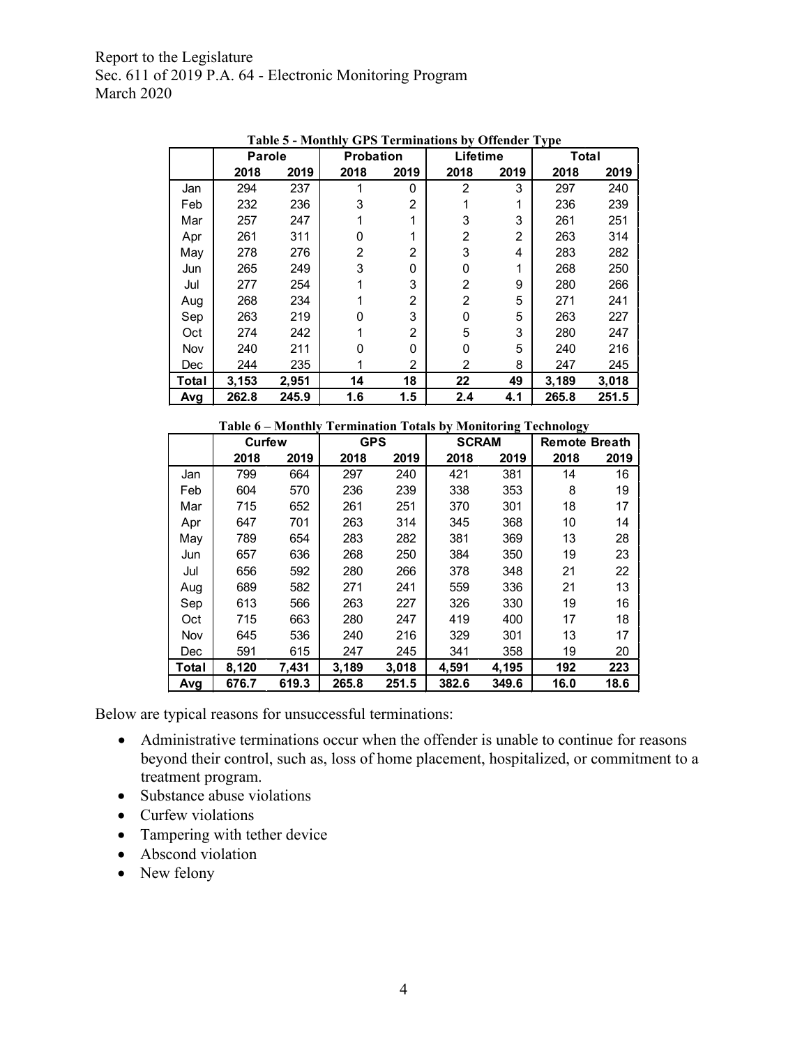**Table 5 - Monthly GPS Terminations by Offender Type**

| | Parole | | Probation | | Lifetime | | Total | |
|---|---|---|---|---|---|---|---|---|
| | 2018 | 2019 | 2018 | 2019 | 2018 | 2019 | 2018 | 2019 |
| Jan | 294 | 237 | 1 | 0 | 2 | 3 | 297 | 240 |
| Feb | 232 | 236 | 3 | 2 | 1 | 1 | 236 | 239 |
| Mar | 257 | 247 | 1 | 1 | 3 | 3 | 261 | 251 |
| Apr | 261 | 311 | 0 | 1 | 2 | 2 | 263 | 314 |
| May | 278 | 276 | 2 | 2 | 3 | 4 | 283 | 282 |
| Jun | 265 | 249 | 3 | 0 | 0 | 1 | 268 | 250 |
| Jul | 277 | 254 | 1 | 3 | 2 | 9 | 280 | 266 |
| Aug | 268 | 234 | 1 | 2 | 2 | 5 | 271 | 241 |
| Sep | 263 | 219 | 0 | 3 | 0 | 5 | 263 | 227 |
| Oct | 274 | 242 | 1 | 2 | 5 | 3 | 280 | 247 |
| Nov | 240 | 211 | 0 | 0 | 0 | 5 | 240 | 216 |
| Dec | 244 | 235 | 1 | 2 | 2 | 8 | 247 | 245 |
| **Total** | **3,153** | **2,951** | **14** | **18** | **22** | **49** | **3,189** | **3,018** |
| **Avg** | **262.8** | **245.9** | **1.6** | **1.5** | **2.4** | **4.1** | **265.8** | **251.5** |

**Table 6 – Monthly Termination Totals by Monitoring Technology**

| | Curfew | | GPS | | SCRAM | | Remote Breath | |
|---|---|---|---|---|---|---|---|---|
| | 2018 | 2019 | 2018 | 2019 | 2018 | 2019 | 2018 | 2019 |
| Jan | 799 | 664 | 297 | 240 | 421 | 381 | 14 | 16 |
| Feb | 604 | 570 | 236 | 239 | 338 | 353 | 8 | 19 |
| Mar | 715 | 652 | 261 | 251 | 370 | 301 | 18 | 17 |
| Apr | 647 | 701 | 263 | 314 | 345 | 368 | 10 | 14 |
| May | 789 | 654 | 283 | 282 | 381 | 369 | 13 | 28 |
| Jun | 657 | 636 | 268 | 250 | 384 | 350 | 19 | 23 |
| Jul | 656 | 592 | 280 | 266 | 378 | 348 | 21 | 22 |
| Aug | 689 | 582 | 271 | 241 | 559 | 336 | 21 | 13 |
| Sep | 613 | 566 | 263 | 227 | 326 | 330 | 19 | 16 |
| Oct | 715 | 663 | 280 | 247 | 419 | 400 | 17 | 18 |
| Nov | 645 | 536 | 240 | 216 | 329 | 301 | 13 | 17 |
| Dec | 591 | 615 | 247 | 245 | 341 | 358 | 19 | 20 |
| **Total** | **8,120** | **7,431** | **3,189** | **3,018** | **4,591** | **4,195** | **192** | **223** |
| **Avg** | **676.7** | **619.3** | **265.8** | **251.5** | **382.6** | **349.6** | **16.0** | **18.6** |

Below are typical reasons for unsuccessful terminations:

- Administrative terminations occur when the offender is unable to continue for reasons beyond their control, such as, loss of home placement, hospitalized, or commitment to a treatment program.
- Substance abuse violations
- Curfew violations
- Tampering with tether device
- Abscond violation
- New felony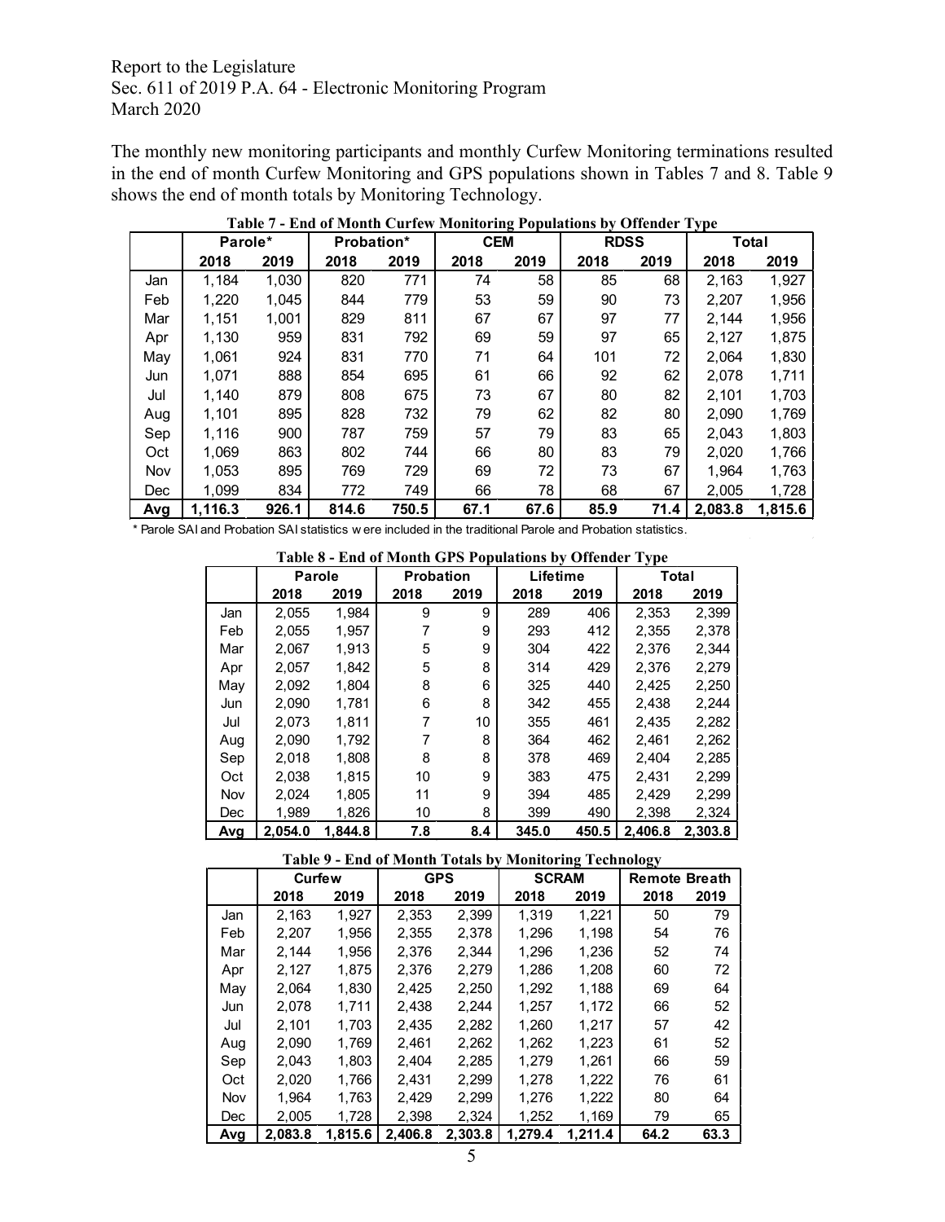The monthly new monitoring participants and monthly Curfew Monitoring terminations resulted in the end of month Curfew Monitoring and GPS populations shown in Tables 7 and 8. Table 9 shows the end of month totals by Monitoring Technology.

**Table 7 - End of Month Curfew Monitoring Populations by Offender Type**

| | Parole* | | Probation* | | CEM | | RDSS | | Total | |
|---|---|---|---|---|---|---|---|---|---|---|
| | 2018 | 2019 | 2018 | 2019 | 2018 | 2019 | 2018 | 2019 | 2018 | 2019 |
| Jan | 1,184 | 1,030 | 820 | 771 | 74 | 58 | 85 | 68 | 2,163 | 1,927 |
| Feb | 1,220 | 1,045 | 844 | 779 | 53 | 59 | 90 | 73 | 2,207 | 1,956 |
| Mar | 1,151 | 1,001 | 829 | 811 | 67 | 67 | 97 | 77 | 2,144 | 1,956 |
| Apr | 1,130 | 959 | 831 | 792 | 69 | 59 | 97 | 65 | 2,127 | 1,875 |
| May | 1,061 | 924 | 831 | 770 | 71 | 64 | 101 | 72 | 2,064 | 1,830 |
| Jun | 1,071 | 888 | 854 | 695 | 61 | 66 | 92 | 62 | 2,078 | 1,711 |
| Jul | 1,140 | 879 | 808 | 675 | 73 | 67 | 80 | 82 | 2,101 | 1,703 |
| Aug | 1,101 | 895 | 828 | 732 | 79 | 62 | 82 | 80 | 2,090 | 1,769 |
| Sep | 1,116 | 900 | 787 | 759 | 57 | 79 | 83 | 65 | 2,043 | 1,803 |
| Oct | 1,069 | 863 | 802 | 744 | 66 | 80 | 83 | 79 | 2,020 | 1,766 |
| Nov | 1,053 | 895 | 769 | 729 | 69 | 72 | 73 | 67 | 1,964 | 1,763 |
| Dec | 1,099 | 834 | 772 | 749 | 66 | 78 | 68 | 67 | 2,005 | 1,728 |
| **Avg** | **1,116.3** | **926.1** | **814.6** | **750.5** | **67.1** | **67.6** | **85.9** | **71.4** | **2,083.8** | **1,815.6** |

\* Parole SAI and Probation SAI statistics were included in the traditional Parole and Probation statistics.

**Table 8 - End of Month GPS Populations by Offender Type**

| | Parole | | Probation | | Lifetime | | Total | |
|---|---|---|---|---|---|---|---|---|
| | 2018 | 2019 | 2018 | 2019 | 2018 | 2019 | 2018 | 2019 |
| Jan | 2,055 | 1,984 | 9 | 9 | 289 | 406 | 2,353 | 2,399 |
| Feb | 2,055 | 1,957 | 7 | 9 | 293 | 412 | 2,355 | 2,378 |
| Mar | 2,067 | 1,913 | 5 | 9 | 304 | 422 | 2,376 | 2,344 |
| Apr | 2,057 | 1,842 | 5 | 8 | 314 | 429 | 2,376 | 2,279 |
| May | 2,092 | 1,804 | 8 | 6 | 325 | 440 | 2,425 | 2,250 |
| Jun | 2,090 | 1,781 | 6 | 8 | 342 | 455 | 2,438 | 2,244 |
| Jul | 2,073 | 1,811 | 7 | 10 | 355 | 461 | 2,435 | 2,282 |
| Aug | 2,090 | 1,792 | 7 | 8 | 364 | 462 | 2,461 | 2,262 |
| Sep | 2,018 | 1,808 | 8 | 8 | 378 | 469 | 2,404 | 2,285 |
| Oct | 2,038 | 1,815 | 10 | 9 | 383 | 475 | 2,431 | 2,299 |
| Nov | 2,024 | 1,805 | 11 | 9 | 394 | 485 | 2,429 | 2,299 |
| Dec | 1,989 | 1,826 | 10 | 8 | 399 | 490 | 2,398 | 2,324 |
| **Avg** | **2,054.0** | **1,844.8** | **7.8** | **8.4** | **345.0** | **450.5** | **2,406.8** | **2,303.8** |

**Table 9 - End of Month Totals by Monitoring Technology**

| | Curfew | | GPS | | SCRAM | | Remote Breath | |
|---|---|---|---|---|---|---|---|---|
| | 2018 | 2019 | 2018 | 2019 | 2018 | 2019 | 2018 | 2019 |
| Jan | 2,163 | 1,927 | 2,353 | 2,399 | 1,319 | 1,221 | 50 | 79 |
| Feb | 2,207 | 1,956 | 2,355 | 2,378 | 1,296 | 1,198 | 54 | 76 |
| Mar | 2,144 | 1,956 | 2,376 | 2,344 | 1,296 | 1,236 | 52 | 74 |
| Apr | 2,127 | 1,875 | 2,376 | 2,279 | 1,286 | 1,208 | 60 | 72 |
| May | 2,064 | 1,830 | 2,425 | 2,250 | 1,292 | 1,188 | 69 | 64 |
| Jun | 2,078 | 1,711 | 2,438 | 2,244 | 1,257 | 1,172 | 66 | 52 |
| Jul | 2,101 | 1,703 | 2,435 | 2,282 | 1,260 | 1,217 | 57 | 42 |
| Aug | 2,090 | 1,769 | 2,461 | 2,262 | 1,262 | 1,223 | 61 | 52 |
| Sep | 2,043 | 1,803 | 2,404 | 2,285 | 1,279 | 1,261 | 66 | 59 |
| Oct | 2,020 | 1,766 | 2,431 | 2,299 | 1,278 | 1,222 | 76 | 61 |
| Nov | 1,964 | 1,763 | 2,429 | 2,299 | 1,276 | 1,222 | 80 | 64 |
| Dec | 2,005 | 1,728 | 2,398 | 2,324 | 1,252 | 1,169 | 79 | 65 |
| **Avg** | **2,083.8** | **1,815.6** | **2,406.8** | **2,303.8** | **1,279.4** | **1,211.4** | **64.2** | **63.3** |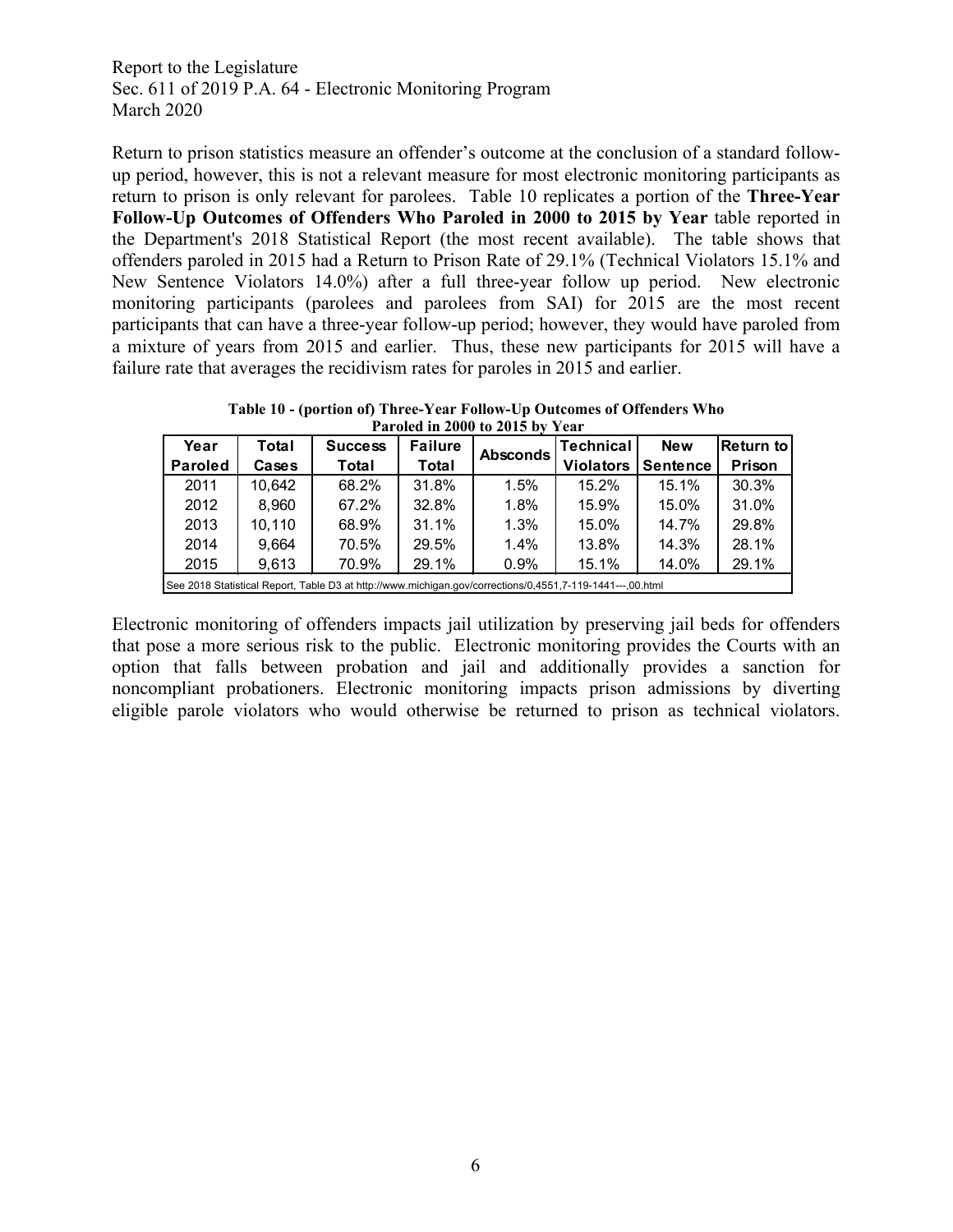Return to prison statistics measure an offender's outcome at the conclusion of a standard follow-up period, however, this is not a relevant measure for most electronic monitoring participants as return to prison is only relevant for parolees. Table 10 replicates a portion of the **Three-Year Follow-Up Outcomes of Offenders Who Paroled in 2000 to 2015 by Year** table reported in the Department's 2018 Statistical Report (the most recent available). The table shows that offenders paroled in 2015 had a Return to Prison Rate of 29.1% (Technical Violators 15.1% and New Sentence Violators 14.0%) after a full three-year follow up period. New electronic monitoring participants (parolees and parolees from SAI) for 2015 are the most recent participants that can have a three-year follow-up period; however, they would have paroled from a mixture of years from 2015 and earlier. Thus, these new participants for 2015 will have a failure rate that averages the recidivism rates for paroles in 2015 and earlier.

**Table 10 - (portion of) Three-Year Follow-Up Outcomes of Offenders Who Paroled in 2000 to 2015 by Year**

| Year Paroled | Total Cases | Success Total | Failure Total | Absconds | Technical Violators | New Sentence | Return to Prison |
|---|---|---|---|---|---|---|---|
| 2011 | 10,642 | 68.2% | 31.8% | 1.5% | 15.2% | 15.1% | 30.3% |
| 2012 | 8,960 | 67.2% | 32.8% | 1.8% | 15.9% | 15.0% | 31.0% |
| 2013 | 10,110 | 68.9% | 31.1% | 1.3% | 15.0% | 14.7% | 29.8% |
| 2014 | 9,664 | 70.5% | 29.5% | 1.4% | 13.8% | 14.3% | 28.1% |
| 2015 | 9,613 | 70.9% | 29.1% | 0.9% | 15.1% | 14.0% | 29.1% |

See 2018 Statistical Report, Table D3 at http://www.michigan.gov/corrections/0,4551,7-119-1441---,00.html

Electronic monitoring of offenders impacts jail utilization by preserving jail beds for offenders that pose a more serious risk to the public. Electronic monitoring provides the Courts with an option that falls between probation and jail and additionally provides a sanction for noncompliant probationers. Electronic monitoring impacts prison admissions by diverting eligible parole violators who would otherwise be returned to prison as technical violators.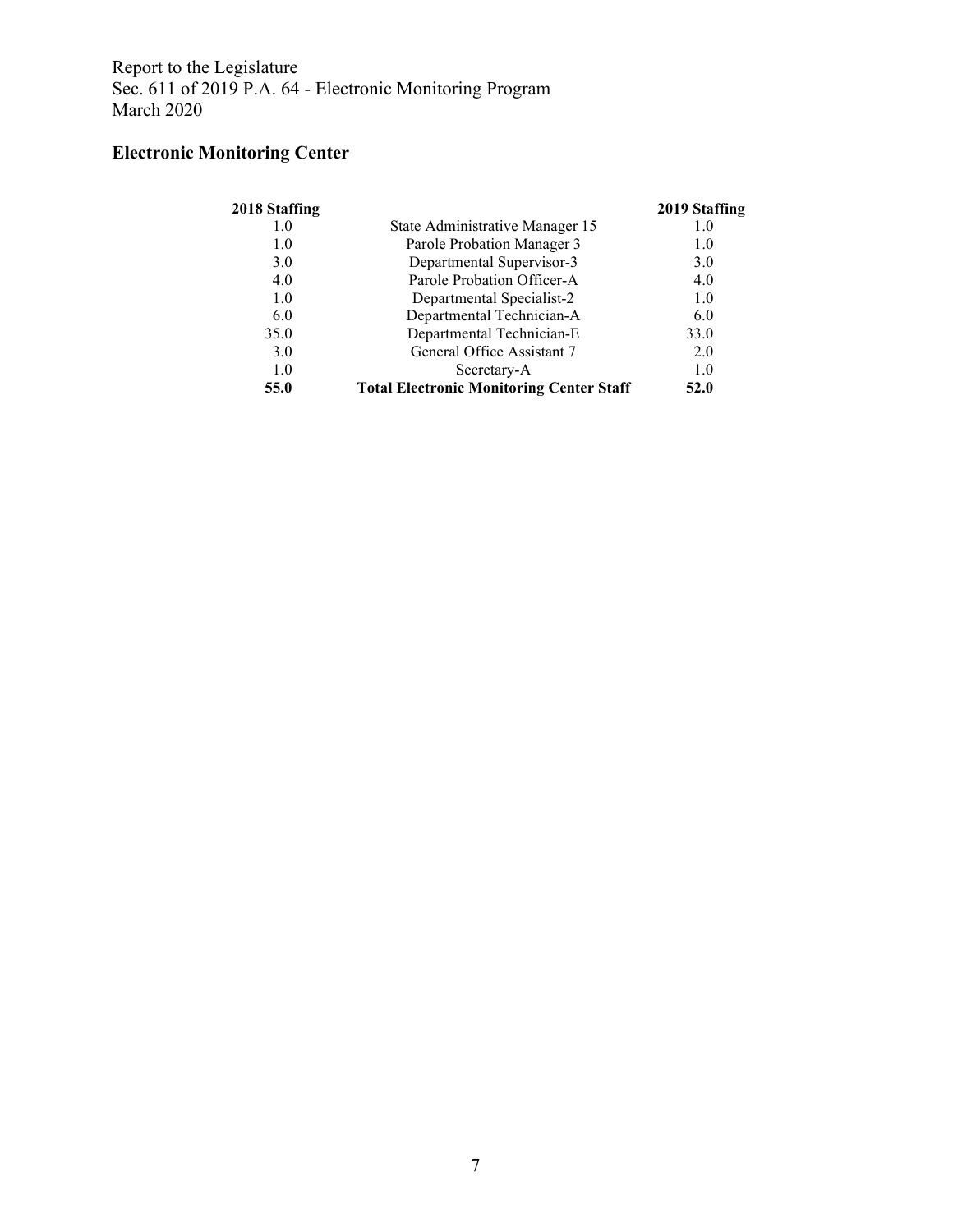Report to the Legislature
Sec. 611 of 2019 P.A. 64 - Electronic Monitoring Program
March 2020

## Electronic Monitoring Center

| 2018 Staffing | | 2019 Staffing |
|---|---|---|
| 1.0 | State Administrative Manager 15 | 1.0 |
| 1.0 | Parole Probation Manager 3 | 1.0 |
| 3.0 | Departmental Supervisor-3 | 3.0 |
| 4.0 | Parole Probation Officer-A | 4.0 |
| 1.0 | Departmental Specialist-2 | 1.0 |
| 6.0 | Departmental Technician-A | 6.0 |
| 35.0 | Departmental Technician-E | 33.0 |
| 3.0 | General Office Assistant 7 | 2.0 |
| 1.0 | Secretary-A | 1.0 |
| **55.0** | **Total Electronic Monitoring Center Staff** | **52.0** |